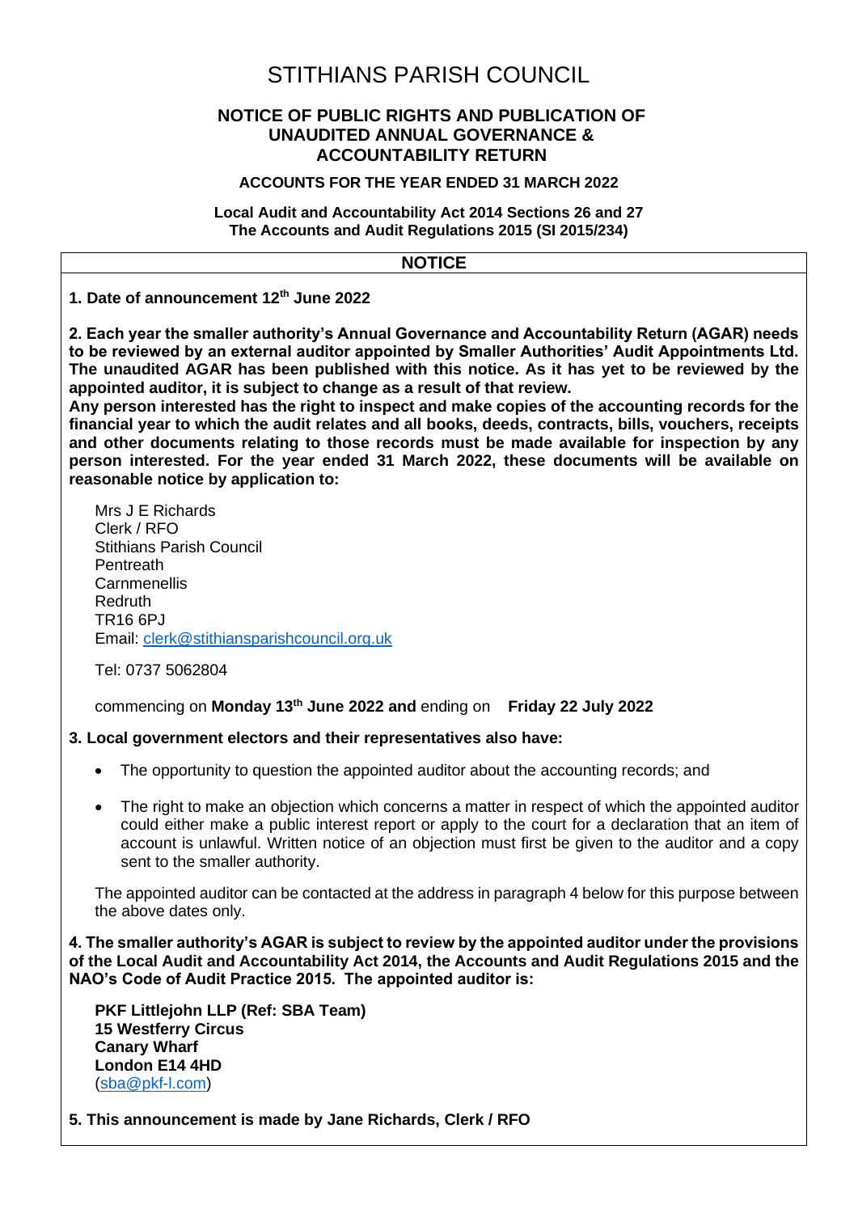# STITHIANS PARISH COUNCIL

## NOTICE OF PUBLIC RIGHTS AND PUBLICATION OF UNAUDITED ANNUAL GOVERNANCE & ACCOUNTABILITY RETURN

### ACCOUNTS FOR THE YEAR ENDED 31 MARCH 2022

**Local Audit and Accountability Act 2014 Sections 26 and 27**
**The Accounts and Audit Regulations 2015 (SI 2015/234)**

**NOTICE**

**1. Date of announcement 12th June 2022**

**2. Each year the smaller authority's Annual Governance and Accountability Return (AGAR) needs to be reviewed by an external auditor appointed by Smaller Authorities' Audit Appointments Ltd. The unaudited AGAR has been published with this notice. As it has yet to be reviewed by the appointed auditor, it is subject to change as a result of that review.**
**Any person interested has the right to inspect and make copies of the accounting records for the financial year to which the audit relates and all books, deeds, contracts, bills, vouchers, receipts and other documents relating to those records must be made available for inspection by any person interested. For the year ended 31 March 2022, these documents will be available on reasonable notice by application to:**

Mrs J E Richards
Clerk / RFO
Stithians Parish Council
Pentreath
Carnmenellis
Redruth
TR16 6PJ
Email: clerk@stithiansparishcouncil.org.uk

Tel: 0737 5062804

commencing on **Monday 13th June 2022 and** ending on **Friday 22 July 2022**

**3. Local government electors and their representatives also have:**

- The opportunity to question the appointed auditor about the accounting records; and
- The right to make an objection which concerns a matter in respect of which the appointed auditor could either make a public interest report or apply to the court for a declaration that an item of account is unlawful. Written notice of an objection must first be given to the auditor and a copy sent to the smaller authority.

The appointed auditor can be contacted at the address in paragraph 4 below for this purpose between the above dates only.

**4. The smaller authority's AGAR is subject to review by the appointed auditor under the provisions of the Local Audit and Accountability Act 2014, the Accounts and Audit Regulations 2015 and the NAO's Code of Audit Practice 2015. The appointed auditor is:**

**PKF Littlejohn LLP (Ref: SBA Team)**
**15 Westferry Circus**
**Canary Wharf**
**London E14 4HD**
(sba@pkf-l.com)

**5. This announcement is made by Jane Richards, Clerk / RFO**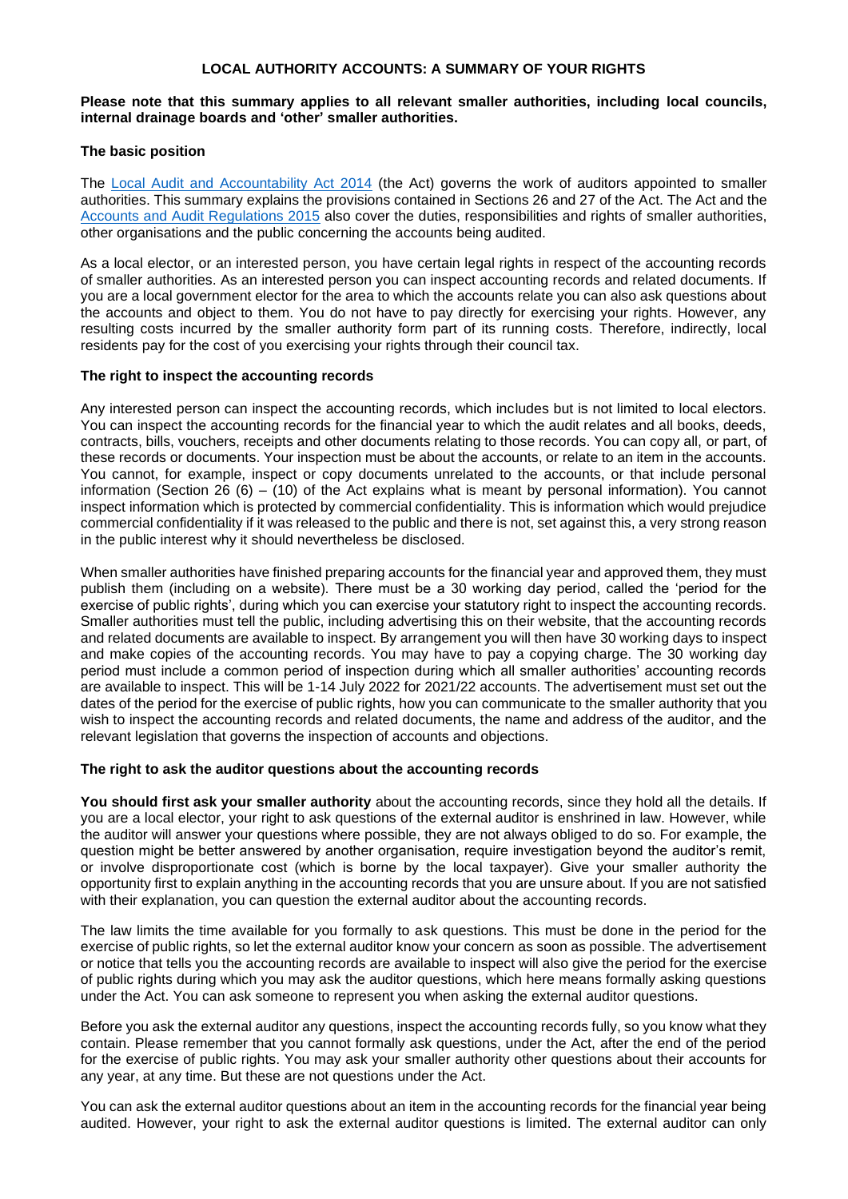# LOCAL AUTHORITY ACCOUNTS: A SUMMARY OF YOUR RIGHTS

**Please note that this summary applies to all relevant smaller authorities, including local councils, internal drainage boards and 'other' smaller authorities.**

## The basic position

The [Local Audit and Accountability Act 2014](https://www.legislation.gov.uk/ukpga/2014/2/contents) (the Act) governs the work of auditors appointed to smaller authorities. This summary explains the provisions contained in Sections 26 and 27 of the Act. The Act and the [Accounts and Audit Regulations 2015](https://www.legislation.gov.uk/uksi/2015/234/contents) also cover the duties, responsibilities and rights of smaller authorities, other organisations and the public concerning the accounts being audited.

As a local elector, or an interested person, you have certain legal rights in respect of the accounting records of smaller authorities. As an interested person you can inspect accounting records and related documents. If you are a local government elector for the area to which the accounts relate you can also ask questions about the accounts and object to them. You do not have to pay directly for exercising your rights. However, any resulting costs incurred by the smaller authority form part of its running costs. Therefore, indirectly, local residents pay for the cost of you exercising your rights through their council tax.

## The right to inspect the accounting records

Any interested person can inspect the accounting records, which includes but is not limited to local electors. You can inspect the accounting records for the financial year to which the audit relates and all books, deeds, contracts, bills, vouchers, receipts and other documents relating to those records. You can copy all, or part, of these records or documents. Your inspection must be about the accounts, or relate to an item in the accounts. You cannot, for example, inspect or copy documents unrelated to the accounts, or that include personal information (Section 26 (6) – (10) of the Act explains what is meant by personal information). You cannot inspect information which is protected by commercial confidentiality. This is information which would prejudice commercial confidentiality if it was released to the public and there is not, set against this, a very strong reason in the public interest why it should nevertheless be disclosed.

When smaller authorities have finished preparing accounts for the financial year and approved them, they must publish them (including on a website). There must be a 30 working day period, called the 'period for the exercise of public rights', during which you can exercise your statutory right to inspect the accounting records. Smaller authorities must tell the public, including advertising this on their website, that the accounting records and related documents are available to inspect. By arrangement you will then have 30 working days to inspect and make copies of the accounting records. You may have to pay a copying charge. The 30 working day period must include a common period of inspection during which all smaller authorities' accounting records are available to inspect. This will be 1-14 July 2022 for 2021/22 accounts. The advertisement must set out the dates of the period for the exercise of public rights, how you can communicate to the smaller authority that you wish to inspect the accounting records and related documents, the name and address of the auditor, and the relevant legislation that governs the inspection of accounts and objections.

## The right to ask the auditor questions about the accounting records

**You should first ask your smaller authority** about the accounting records, since they hold all the details. If you are a local elector, your right to ask questions of the external auditor is enshrined in law. However, while the auditor will answer your questions where possible, they are not always obliged to do so. For example, the question might be better answered by another organisation, require investigation beyond the auditor's remit, or involve disproportionate cost (which is borne by the local taxpayer). Give your smaller authority the opportunity first to explain anything in the accounting records that you are unsure about. If you are not satisfied with their explanation, you can question the external auditor about the accounting records.

The law limits the time available for you formally to ask questions. This must be done in the period for the exercise of public rights, so let the external auditor know your concern as soon as possible. The advertisement or notice that tells you the accounting records are available to inspect will also give the period for the exercise of public rights during which you may ask the auditor questions, which here means formally asking questions under the Act. You can ask someone to represent you when asking the external auditor questions.

Before you ask the external auditor any questions, inspect the accounting records fully, so you know what they contain. Please remember that you cannot formally ask questions, under the Act, after the end of the period for the exercise of public rights. You may ask your smaller authority other questions about their accounts for any year, at any time. But these are not questions under the Act.

You can ask the external auditor questions about an item in the accounting records for the financial year being audited. However, your right to ask the external auditor questions is limited. The external auditor can only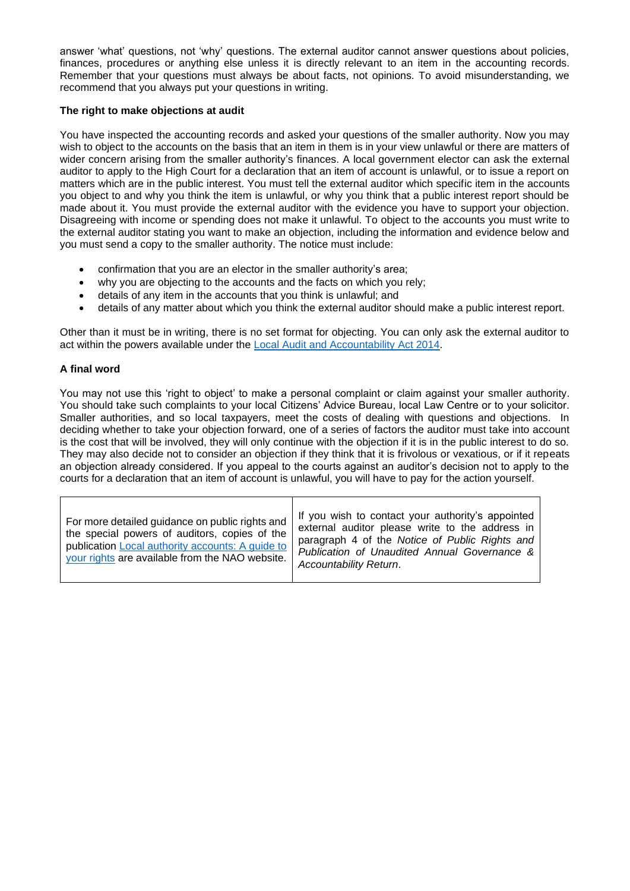answer 'what' questions, not 'why' questions. The external auditor cannot answer questions about policies, finances, procedures or anything else unless it is directly relevant to an item in the accounting records. Remember that your questions must always be about facts, not opinions. To avoid misunderstanding, we recommend that you always put your questions in writing.

**The right to make objections at audit**

You have inspected the accounting records and asked your questions of the smaller authority. Now you may wish to object to the accounts on the basis that an item in them is in your view unlawful or there are matters of wider concern arising from the smaller authority's finances. A local government elector can ask the external auditor to apply to the High Court for a declaration that an item of account is unlawful, or to issue a report on matters which are in the public interest. You must tell the external auditor which specific item in the accounts you object to and why you think the item is unlawful, or why you think that a public interest report should be made about it. You must provide the external auditor with the evidence you have to support your objection. Disagreeing with income or spending does not make it unlawful. To object to the accounts you must write to the external auditor stating you want to make an objection, including the information and evidence below and you must send a copy to the smaller authority. The notice must include:

- confirmation that you are an elector in the smaller authority's area;
- why you are objecting to the accounts and the facts on which you rely;
- details of any item in the accounts that you think is unlawful; and
- details of any matter about which you think the external auditor should make a public interest report.

Other than it must be in writing, there is no set format for objecting. You can only ask the external auditor to act within the powers available under the [Local Audit and Accountability Act 2014](#).

**A final word**

You may not use this 'right to object' to make a personal complaint or claim against your smaller authority. You should take such complaints to your local Citizens' Advice Bureau, local Law Centre or to your solicitor. Smaller authorities, and so local taxpayers, meet the costs of dealing with questions and objections. In deciding whether to take your objection forward, one of a series of factors the auditor must take into account is the cost that will be involved, they will only continue with the objection if it is in the public interest to do so. They may also decide not to consider an objection if they think that it is frivolous or vexatious, or if it repeats an objection already considered. If you appeal to the courts against an auditor's decision not to apply to the courts for a declaration that an item of account is unlawful, you will have to pay for the action yourself.

| | |
|---|---|
| For more detailed guidance on public rights and the special powers of auditors, copies of the publication [Local authority accounts: A guide to your rights](#) are available from the NAO website. | If you wish to contact your authority's appointed external auditor please write to the address in paragraph 4 of the *Notice of Public Rights and Publication of Unaudited Annual Governance & Accountability Return*. |